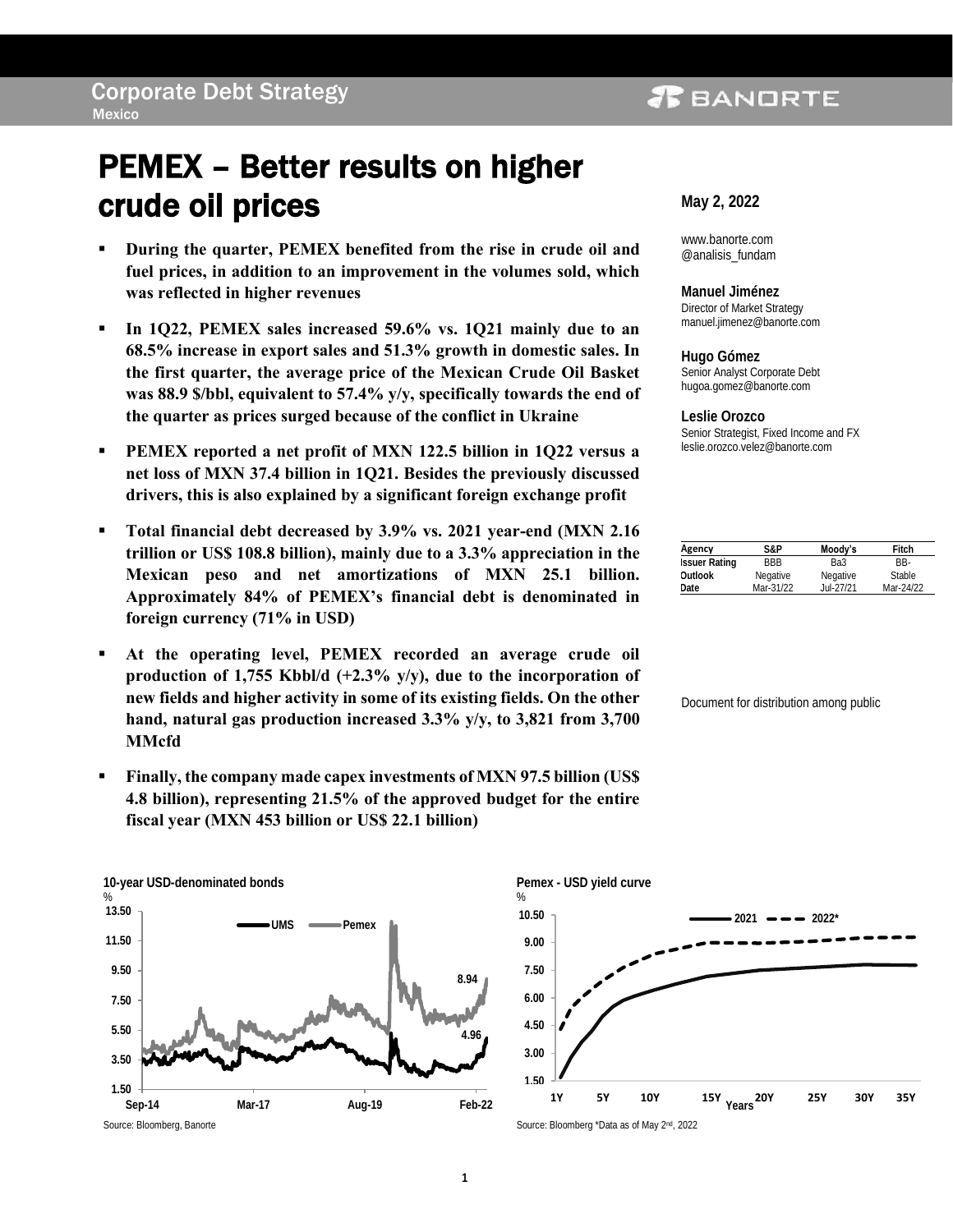Corporate Debt Strategy
Mexico

# PEMEX – Better results on higher crude oil prices

**May 2, 2022**

www.banorte.com
@analisis_fundam

**Manuel Jiménez**
Director of Market Strategy
manuel.jimenez@banorte.com

**Hugo Gómez**
Senior Analyst Corporate Debt
hugoa.gomez@banorte.com

**Leslie Orozco**
Senior Strategist, Fixed Income and FX
leslie.orozco.velez@banorte.com

| Agency | S&P | Moody's | Fitch |
|---|---|---|---|
| Issuer Rating | BBB | Ba3 | BB- |
| Outlook | Negative | Negative | Stable |
| Date | Mar-31/22 | Jul-27/21 | Mar-24/22 |

Document for distribution among public

- **During the quarter, PEMEX benefited from the rise in crude oil and fuel prices, in addition to an improvement in the volumes sold, which was reflected in higher revenues**
- **In 1Q22, PEMEX sales increased 59.6% vs. 1Q21 mainly due to an 68.5% increase in export sales and 51.3% growth in domestic sales. In the first quarter, the average price of the Mexican Crude Oil Basket was 88.9 $/bbl, equivalent to 57.4% y/y, specifically towards the end of the quarter as prices surged because of the conflict in Ukraine**
- **PEMEX reported a net profit of MXN 122.5 billion in 1Q22 versus a net loss of MXN 37.4 billion in 1Q21. Besides the previously discussed drivers, this is also explained by a significant foreign exchange profit**
- **Total financial debt decreased by 3.9% vs. 2021 year-end (MXN 2.16 trillion or US$ 108.8 billion), mainly due to a 3.3% appreciation in the Mexican peso and net amortizations of MXN 25.1 billion. Approximately 84% of PEMEX's financial debt is denominated in foreign currency (71% in USD)**
- **At the operating level, PEMEX recorded an average crude oil production of 1,755 Kbbl/d (+2.3% y/y), due to the incorporation of new fields and higher activity in some of its existing fields. On the other hand, natural gas production increased 3.3% y/y, to 3,821 from 3,700 MMcfd**
- **Finally, the company made capex investments of MXN 97.5 billion (US$ 4.8 billion), representing 21.5% of the approved budget for the entire fiscal year (MXN 453 billion or US$ 22.1 billion)**

**10-year USD-denominated bonds**

Source: Bloomberg, Banorte

**Pemex - USD yield curve**

Source: Bloomberg \*Data as of May 2nd, 2022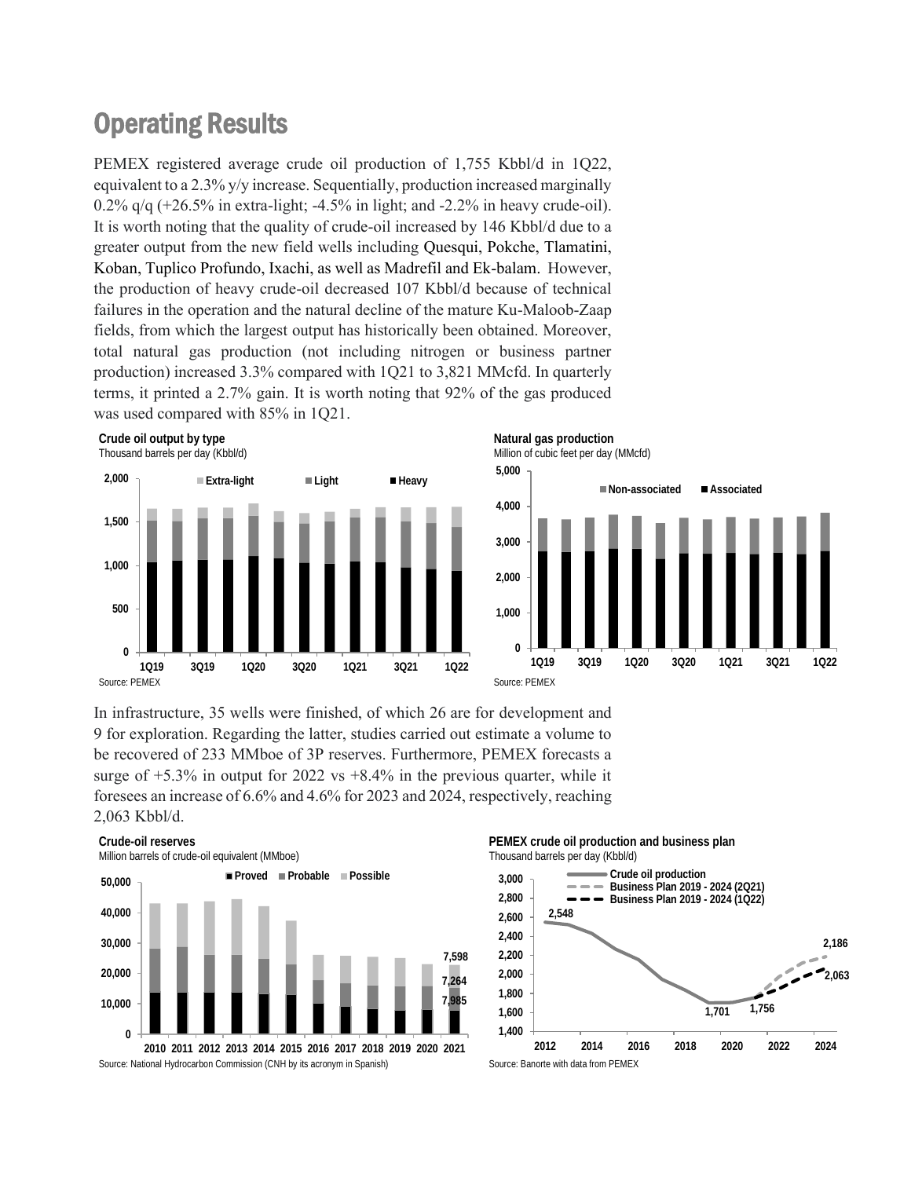# Operating Results

PEMEX registered average crude oil production of 1,755 Kbbl/d in 1Q22, equivalent to a 2.3% y/y increase. Sequentially, production increased marginally 0.2% q/q (+26.5% in extra-light; -4.5% in light; and -2.2% in heavy crude-oil). It is worth noting that the quality of crude-oil increased by 146 Kbbl/d due to a greater output from the new field wells including Quesqui, Pokche, Tlamatini, Koban, Tuplico Profundo, Ixachi, as well as Madrefil and Ek-balam. However, the production of heavy crude-oil decreased 107 Kbbl/d because of technical failures in the operation and the natural decline of the mature Ku-Maloob-Zaap fields, from which the largest output has historically been obtained. Moreover, total natural gas production (not including nitrogen or business partner production) increased 3.3% compared with 1Q21 to 3,821 MMcfd. In quarterly terms, it printed a 2.7% gain. It is worth noting that 92% of the gas produced was used compared with 85% in 1Q21.

**Crude oil output by type**
Thousand barrels per day (Kbbl/d)

Source: PEMEX

**Natural gas production**
Million of cubic feet per day (MMcfd)

Source: PEMEX

In infrastructure, 35 wells were finished, of which 26 are for development and 9 for exploration. Regarding the latter, studies carried out estimate a volume to be recovered of 233 MMboe of 3P reserves. Furthermore, PEMEX forecasts a surge of +5.3% in output for 2022 vs +8.4% in the previous quarter, while it foresees an increase of 6.6% and 4.6% for 2023 and 2024, respectively, reaching 2,063 Kbbl/d.

**Crude-oil reserves**
Million barrels of crude-oil equivalent (MMboe)

Source: National Hydrocarbon Commission (CNH by its acronym in Spanish)

**PEMEX crude oil production and business plan**
Thousand barrels per day (Kbbl/d)

Source: Banorte with data from PEMEX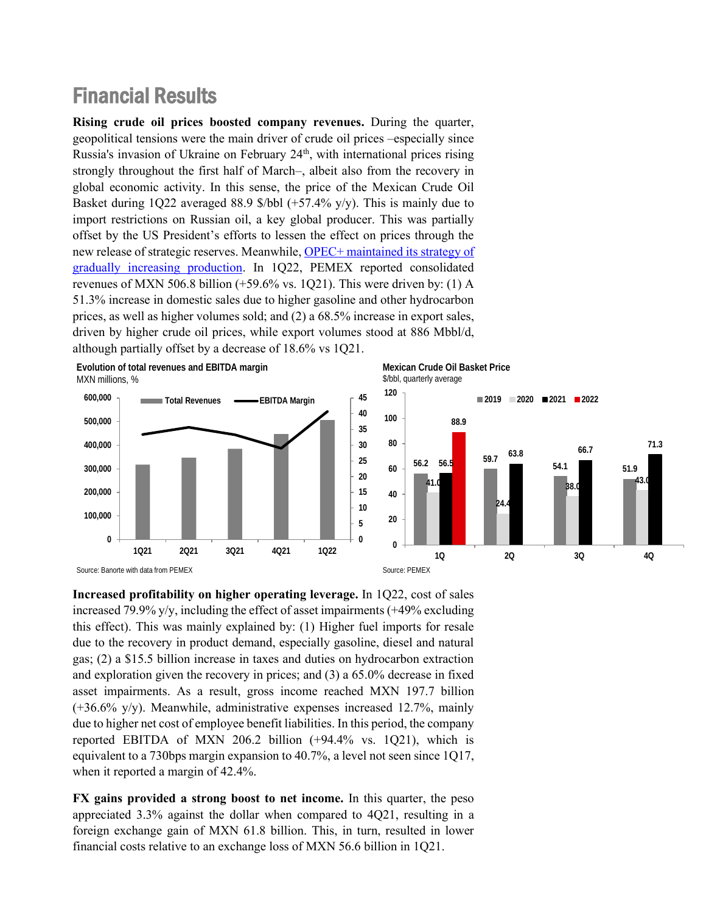# Financial Results

**Rising crude oil prices boosted company revenues.** During the quarter, geopolitical tensions were the main driver of crude oil prices –especially since Russia's invasion of Ukraine on February 24th, with international prices rising strongly throughout the first half of March–, albeit also from the recovery in global economic activity. In this sense, the price of the Mexican Crude Oil Basket during 1Q22 averaged 88.9 $/bbl (+57.4% y/y). This is mainly due to import restrictions on Russian oil, a key global producer. This was partially offset by the US President's efforts to lessen the effect on prices through the new release of strategic reserves. Meanwhile, [OPEC+ maintained its strategy of gradually increasing production](). In 1Q22, PEMEX reported consolidated revenues of MXN 506.8 billion (+59.6% vs. 1Q21). This were driven by: (1) A 51.3% increase in domestic sales due to higher gasoline and other hydrocarbon prices, as well as higher volumes sold; and (2) a 68.5% increase in export sales, driven by higher crude oil prices, while export volumes stood at 886 Mbbl/d, although partially offset by a decrease of 18.6% vs 1Q21.

**Evolution of total revenues and EBITDA margin**
MXN millions, %

Source: Banorte with data from PEMEX

**Mexican Crude Oil Basket Price**
$/bbl, quarterly average

| | 2019 | 2020 | 2021 | 2022 |
|---|---|---|---|---|
| 1Q | 56.2 | 41.0 | 56.5 | 88.9 |
| 2Q | 59.7 | 24.4 | 63.8 | |
| 3Q | 54.1 | 38.0 | 66.7 | |
| 4Q | 51.9 | 43.0 | 71.3 | |

Source: PEMEX

**Increased profitability on higher operating leverage.** In 1Q22, cost of sales increased 79.9% y/y, including the effect of asset impairments (+49% excluding this effect). This was mainly explained by: (1) Higher fuel imports for resale due to the recovery in product demand, especially gasoline, diesel and natural gas; (2) a $15.5 billion increase in taxes and duties on hydrocarbon extraction and exploration given the recovery in prices; and (3) a 65.0% decrease in fixed asset impairments. As a result, gross income reached MXN 197.7 billion (+36.6% y/y). Meanwhile, administrative expenses increased 12.7%, mainly due to higher net cost of employee benefit liabilities. In this period, the company reported EBITDA of MXN 206.2 billion (+94.4% vs. 1Q21), which is equivalent to a 730bps margin expansion to 40.7%, a level not seen since 1Q17, when it reported a margin of 42.4%.

**FX gains provided a strong boost to net income.** In this quarter, the peso appreciated 3.3% against the dollar when compared to 4Q21, resulting in a foreign exchange gain of MXN 61.8 billion. This, in turn, resulted in lower financial costs relative to an exchange loss of MXN 56.6 billion in 1Q21.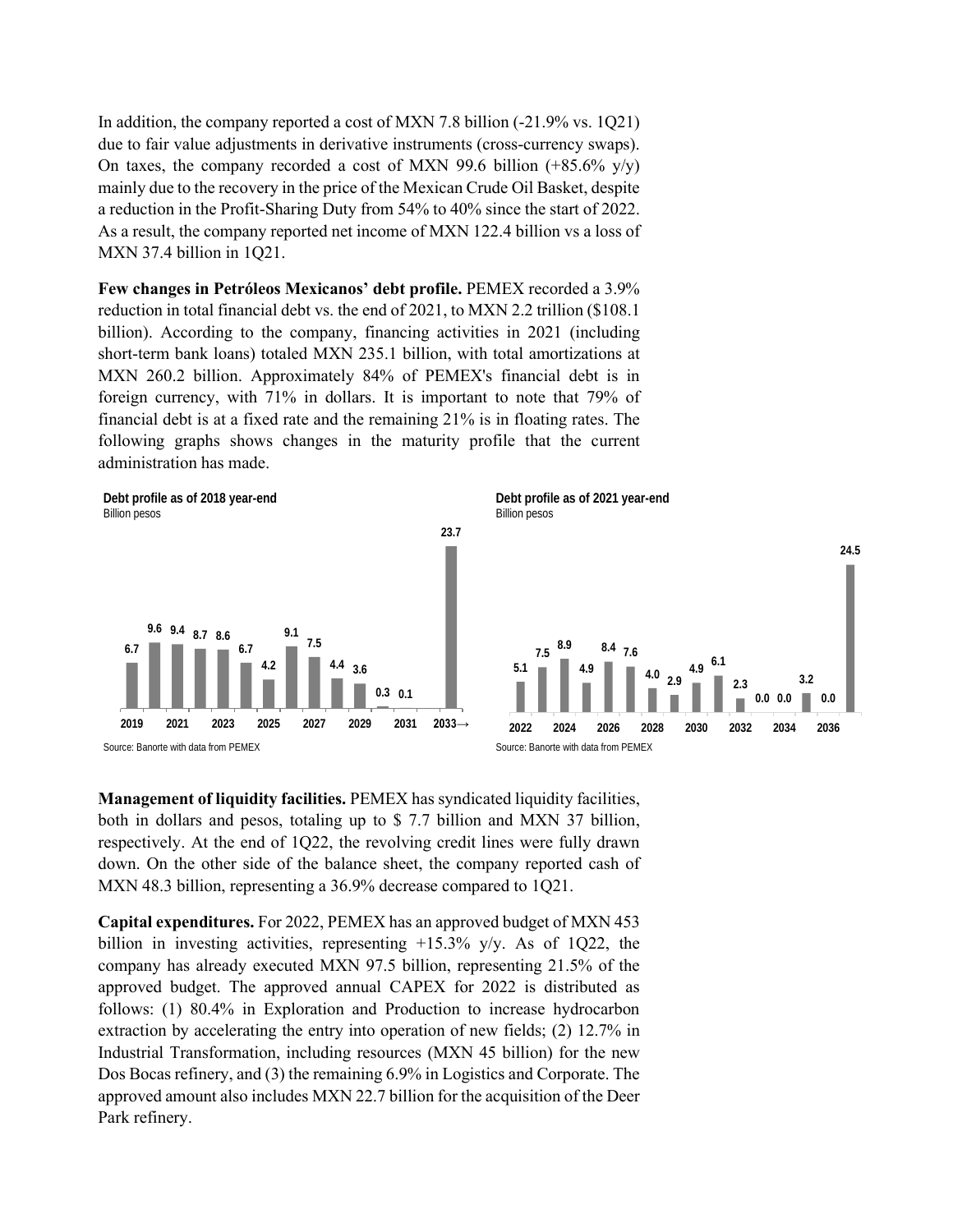In addition, the company reported a cost of MXN 7.8 billion (-21.9% vs. 1Q21) due to fair value adjustments in derivative instruments (cross-currency swaps). On taxes, the company recorded a cost of MXN 99.6 billion (+85.6% y/y) mainly due to the recovery in the price of the Mexican Crude Oil Basket, despite a reduction in the Profit-Sharing Duty from 54% to 40% since the start of 2022. As a result, the company reported net income of MXN 122.4 billion vs a loss of MXN 37.4 billion in 1Q21.

**Few changes in Petróleos Mexicanos' debt profile.** PEMEX recorded a 3.9% reduction in total financial debt vs. the end of 2021, to MXN 2.2 trillion ($108.1 billion). According to the company, financing activities in 2021 (including short-term bank loans) totaled MXN 235.1 billion, with total amortizations at MXN 260.2 billion. Approximately 84% of PEMEX's financial debt is in foreign currency, with 71% in dollars. It is important to note that 79% of financial debt is at a fixed rate and the remaining 21% is in floating rates. The following graphs shows changes in the maturity profile that the current administration has made.

**Debt profile as of 2018 year-end**
Billion pesos

Source: Banorte with data from PEMEX

**Debt profile as of 2021 year-end**
Billion pesos

Source: Banorte with data from PEMEX

**Management of liquidity facilities.** PEMEX has syndicated liquidity facilities, both in dollars and pesos, totaling up to $ 7.7 billion and MXN 37 billion, respectively. At the end of 1Q22, the revolving credit lines were fully drawn down. On the other side of the balance sheet, the company reported cash of MXN 48.3 billion, representing a 36.9% decrease compared to 1Q21.

**Capital expenditures.** For 2022, PEMEX has an approved budget of MXN 453 billion in investing activities, representing +15.3% y/y. As of 1Q22, the company has already executed MXN 97.5 billion, representing 21.5% of the approved budget. The approved annual CAPEX for 2022 is distributed as follows: (1) 80.4% in Exploration and Production to increase hydrocarbon extraction by accelerating the entry into operation of new fields; (2) 12.7% in Industrial Transformation, including resources (MXN 45 billion) for the new Dos Bocas refinery, and (3) the remaining 6.9% in Logistics and Corporate. The approved amount also includes MXN 22.7 billion for the acquisition of the Deer Park refinery.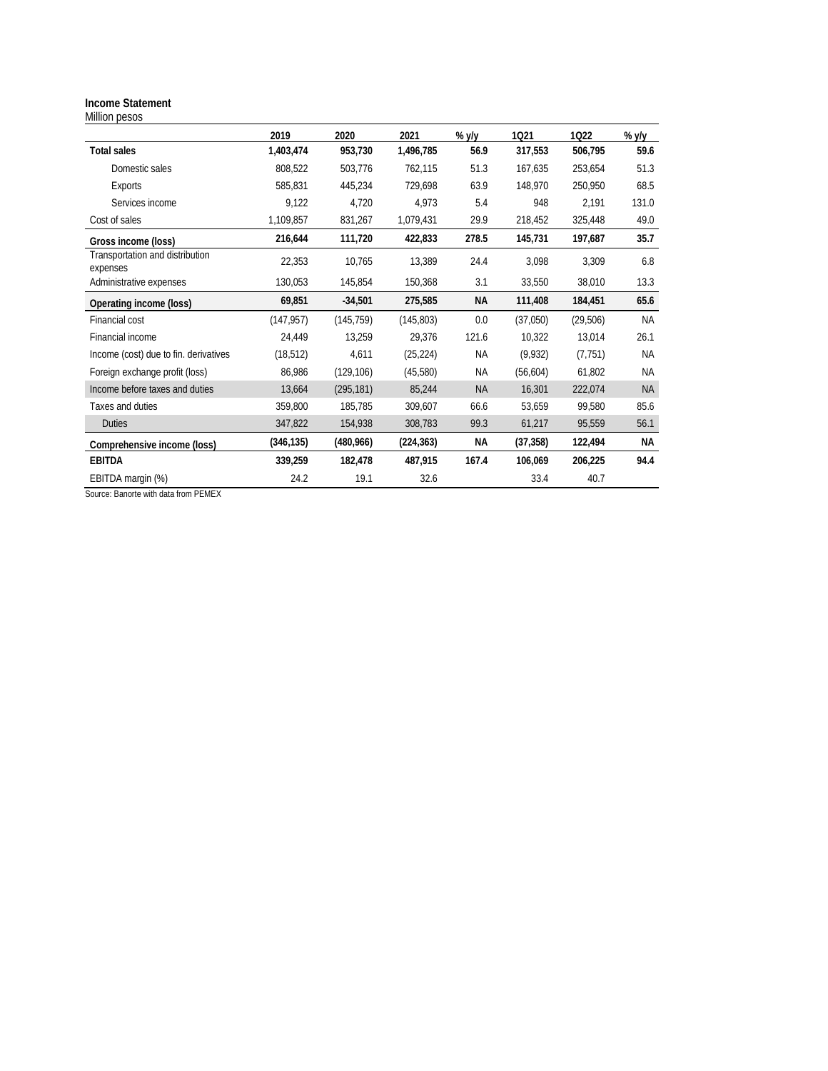**Income Statement**
Million pesos

| | 2019 | 2020 | 2021 | % y/y | 1Q21 | 1Q22 | % y/y |
|---|---|---|---|---|---|---|---|
| **Total sales** | **1,403,474** | **953,730** | **1,496,785** | **56.9** | **317,553** | **506,795** | **59.6** |
| Domestic sales | 808,522 | 503,776 | 762,115 | 51.3 | 167,635 | 253,654 | 51.3 |
| Exports | 585,831 | 445,234 | 729,698 | 63.9 | 148,970 | 250,950 | 68.5 |
| Services income | 9,122 | 4,720 | 4,973 | 5.4 | 948 | 2,191 | 131.0 |
| Cost of sales | 1,109,857 | 831,267 | 1,079,431 | 29.9 | 218,452 | 325,448 | 49.0 |
| **Gross income (loss)** | **216,644** | **111,720** | **422,833** | **278.5** | **145,731** | **197,687** | **35.7** |
| Transportation and distribution expenses | 22,353 | 10,765 | 13,389 | 24.4 | 3,098 | 3,309 | 6.8 |
| Administrative expenses | 130,053 | 145,854 | 150,368 | 3.1 | 33,550 | 38,010 | 13.3 |
| **Operating income (loss)** | **69,851** | **-34,501** | **275,585** | **NA** | **111,408** | **184,451** | **65.6** |
| Financial cost | (147,957) | (145,759) | (145,803) | 0.0 | (37,050) | (29,506) | NA |
| Financial income | 24,449 | 13,259 | 29,376 | 121.6 | 10,322 | 13,014 | 26.1 |
| Income (cost) due to fin. derivatives | (18,512) | 4,611 | (25,224) | NA | (9,932) | (7,751) | NA |
| Foreign exchange profit (loss) | 86,986 | (129,106) | (45,580) | NA | (56,604) | 61,802 | NA |
| Income before taxes and duties | 13,664 | (295,181) | 85,244 | NA | 16,301 | 222,074 | NA |
| Taxes and duties | 359,800 | 185,785 | 309,607 | 66.6 | 53,659 | 99,580 | 85.6 |
| Duties | 347,822 | 154,938 | 308,783 | 99.3 | 61,217 | 95,559 | 56.1 |
| **Comprehensive income (loss)** | **(346,135)** | **(480,966)** | **(224,363)** | **NA** | **(37,358)** | **122,494** | **NA** |
| **EBITDA** | **339,259** | **182,478** | **487,915** | **167.4** | **106,069** | **206,225** | **94.4** |
| EBITDA margin (%) | 24.2 | 19.1 | 32.6 | | 33.4 | 40.7 | |

Source: Banorte with data from PEMEX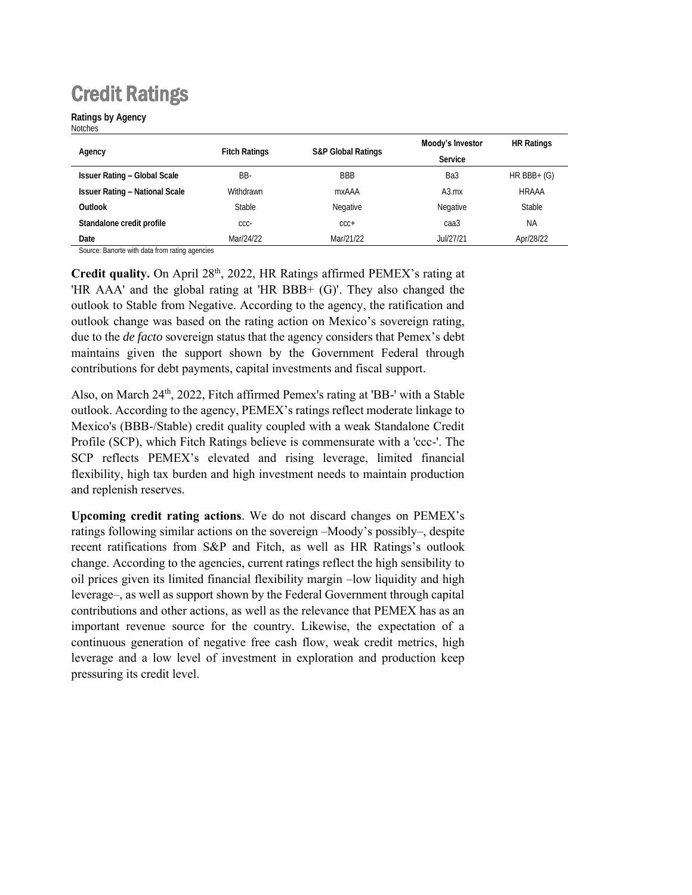# Credit Ratings

**Ratings by Agency**
Notches

| Agency | Fitch Ratings | S&P Global Ratings | Moody's Investor Service | HR Ratings |
|---|---|---|---|---|
| **Issuer Rating – Global Scale** | BB- | BBB | Ba3 | HR BBB+ (G) |
| **Issuer Rating – National Scale** | Withdrawn | mxAAA | A3.mx | HRAAA |
| **Outlook** | Stable | Negative | Negative | Stable |
| **Standalone credit profile** | ccc- | ccc+ | caa3 | NA |
| **Date** | Mar/24/22 | Mar/21/22 | Jul/27/21 | Apr/28/22 |

Source: Banorte with data from rating agencies

**Credit quality.** On April 28th, 2022, HR Ratings affirmed PEMEX's rating at 'HR AAA' and the global rating at 'HR BBB+ (G)'. They also changed the outlook to Stable from Negative. According to the agency, the ratification and outlook change was based on the rating action on Mexico's sovereign rating, due to the *de facto* sovereign status that the agency considers that Pemex's debt maintains given the support shown by the Government Federal through contributions for debt payments, capital investments and fiscal support.

Also, on March 24th, 2022, Fitch affirmed Pemex's rating at 'BB-' with a Stable outlook. According to the agency, PEMEX's ratings reflect moderate linkage to Mexico's (BBB-/Stable) credit quality coupled with a weak Standalone Credit Profile (SCP), which Fitch Ratings believe is commensurate with a 'ccc-'. The SCP reflects PEMEX's elevated and rising leverage, limited financial flexibility, high tax burden and high investment needs to maintain production and replenish reserves.

**Upcoming credit rating actions**. We do not discard changes on PEMEX's ratings following similar actions on the sovereign –Moody's possibly–, despite recent ratifications from S&P and Fitch, as well as HR Ratings's outlook change. According to the agencies, current ratings reflect the high sensibility to oil prices given its limited financial flexibility margin –low liquidity and high leverage–, as well as support shown by the Federal Government through capital contributions and other actions, as well as the relevance that PEMEX has as an important revenue source for the country. Likewise, the expectation of a continuous generation of negative free cash flow, weak credit metrics, high leverage and a low level of investment in exploration and production keep pressuring its credit level.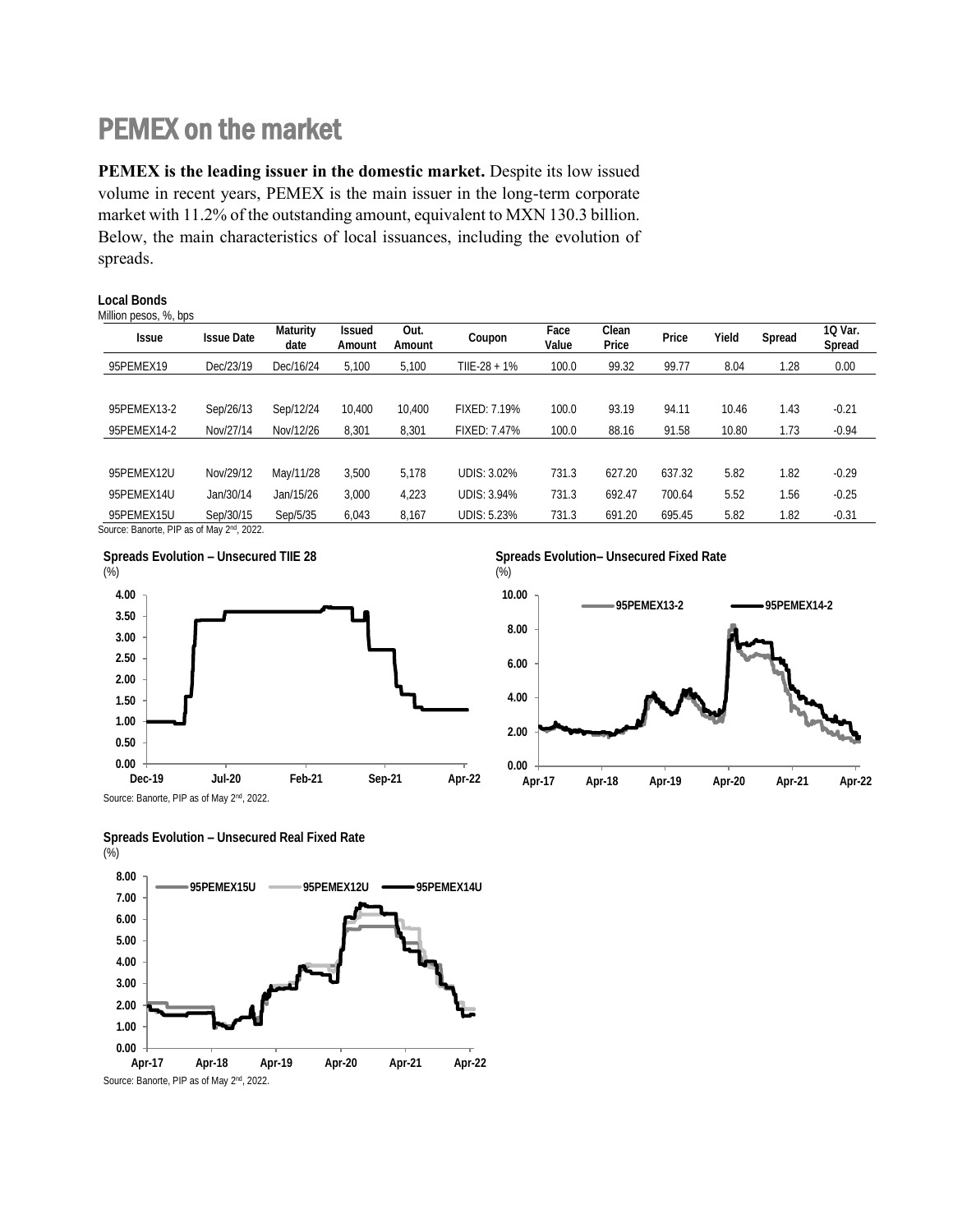# PEMEX on the market

**PEMEX is the leading issuer in the domestic market.** Despite its low issued volume in recent years, PEMEX is the main issuer in the long-term corporate market with 11.2% of the outstanding amount, equivalent to MXN 130.3 billion. Below, the main characteristics of local issuances, including the evolution of spreads.

**Local Bonds**
Million pesos, %, bps

| Issue | Issue Date | Maturity date | Issued Amount | Out. Amount | Coupon | Face Value | Clean Price | Price | Yield | Spread | 1Q Var. Spread |
|---|---|---|---|---|---|---|---|---|---|---|---|
| 95PEMEX19 | Dec/23/19 | Dec/16/24 | 5,100 | 5,100 | TIIE-28 + 1% | 100.0 | 99.32 | 99.77 | 8.04 | 1.28 | 0.00 |
| 95PEMEX13-2 | Sep/26/13 | Sep/12/24 | 10,400 | 10,400 | FIXED: 7.19% | 100.0 | 93.19 | 94.11 | 10.46 | 1.43 | -0.21 |
| 95PEMEX14-2 | Nov/27/14 | Nov/12/26 | 8,301 | 8,301 | FIXED: 7.47% | 100.0 | 88.16 | 91.58 | 10.80 | 1.73 | -0.94 |
| 95PEMEX12U | Nov/29/12 | May/11/28 | 3,500 | 5,178 | UDIS: 3.02% | 731.3 | 627.20 | 637.32 | 5.82 | 1.82 | -0.29 |
| 95PEMEX14U | Jan/30/14 | Jan/15/26 | 3,000 | 4,223 | UDIS: 3.94% | 731.3 | 692.47 | 700.64 | 5.52 | 1.56 | -0.25 |
| 95PEMEX15U | Sep/30/15 | Sep/5/35 | 6,043 | 8,167 | UDIS: 5.23% | 731.3 | 691.20 | 695.45 | 5.82 | 1.82 | -0.31 |

Source: Banorte, PIP as of May 2nd, 2022.

**Spreads Evolution – Unsecured TIIE 28**
(%)

**Spreads Evolution– Unsecured Fixed Rate**
(%)

Source: Banorte, PIP as of May 2nd, 2022.

**Spreads Evolution – Unsecured Real Fixed Rate**
(%)

Source: Banorte, PIP as of May 2nd, 2022.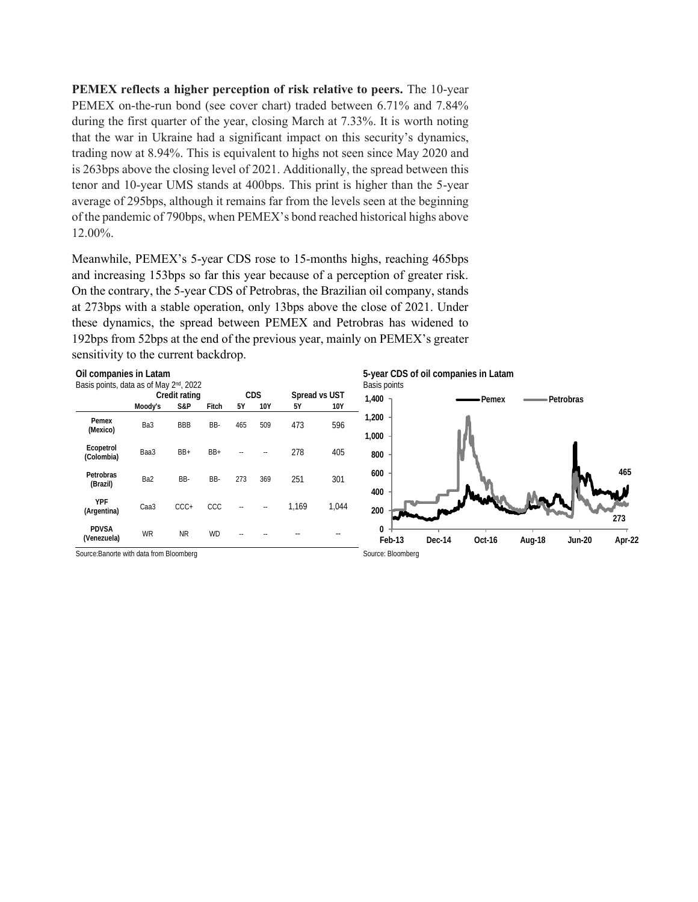**PEMEX reflects a higher perception of risk relative to peers.** The 10-year PEMEX on-the-run bond (see cover chart) traded between 6.71% and 7.84% during the first quarter of the year, closing March at 7.33%. It is worth noting that the war in Ukraine had a significant impact on this security's dynamics, trading now at 8.94%. This is equivalent to highs not seen since May 2020 and is 263bps above the closing level of 2021. Additionally, the spread between this tenor and 10-year UMS stands at 400bps. This print is higher than the 5-year average of 295bps, although it remains far from the levels seen at the beginning of the pandemic of 790bps, when PEMEX's bond reached historical highs above 12.00%.

Meanwhile, PEMEX's 5-year CDS rose to 15-months highs, reaching 465bps and increasing 153bps so far this year because of a perception of greater risk. On the contrary, the 5-year CDS of Petrobras, the Brazilian oil company, stands at 273bps with a stable operation, only 13bps above the close of 2021. Under these dynamics, the spread between PEMEX and Petrobras has widened to 192bps from 52bps at the end of the previous year, mainly on PEMEX's greater sensitivity to the current backdrop.

**Oil companies in Latam**
Basis points, data as of May 2nd, 2022

| | Credit rating | | | CDS | | Spread vs UST | |
|---|---|---|---|---|---|---|---|
| | Moody's | S&P | Fitch | 5Y | 10Y | 5Y | 10Y |
| Pemex (Mexico) | Ba3 | BBB | BB- | 465 | 509 | 473 | 596 |
| Ecopetrol (Colombia) | Baa3 | BB+ | BB+ | -- | -- | 278 | 405 |
| Petrobras (Brazil) | Ba2 | BB- | BB- | 273 | 369 | 251 | 301 |
| YPF (Argentina) | Caa3 | CCC+ | CCC | -- | -- | 1,169 | 1,044 |
| PDVSA (Venezuela) | WR | NR | WD | -- | -- | -- | -- |

Source: Banorte with data from Bloomberg

**5-year CDS of oil companies in Latam**
Basis points

Source: Bloomberg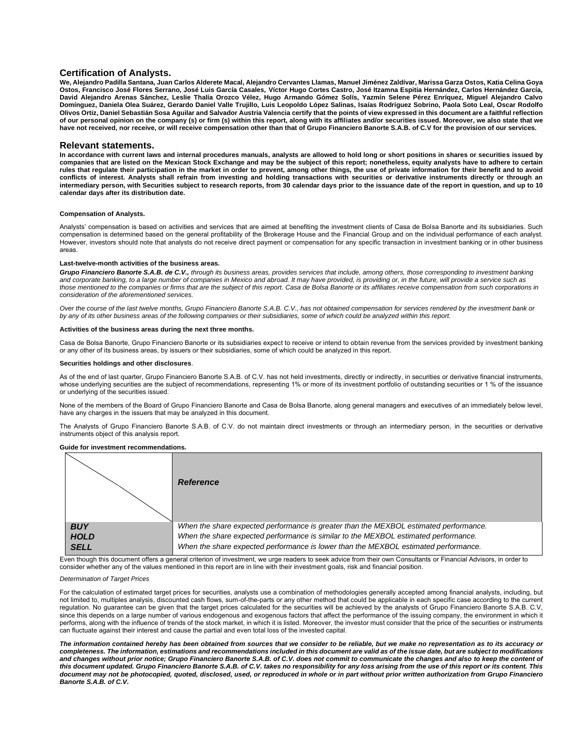## Certification of Analysts.

**We, Alejandro Padilla Santana, Juan Carlos Alderete Macal, Alejandro Cervantes Llamas, Manuel Jiménez Zaldívar, Marissa Garza Ostos, Katia Celina Goya Ostos, Francisco José Flores Serrano, José Luis García Casales, Víctor Hugo Cortes Castro, José Itzamna Espitia Hernández, Carlos Hernández García, David Alejandro Arenas Sánchez, Leslie Thalía Orozco Vélez, Hugo Armando Gómez Solís, Yazmín Selene Pérez Enríquez, Miguel Alejandro Calvo Domínguez, Daniela Olea Suárez, Gerardo Daniel Valle Trujillo, Luis Leopoldo López Salinas, Isaías Rodríguez Sobrino, Paola Soto Leal, Oscar Rodolfo Olivos Ortiz, Daniel Sebastián Sosa Aguilar and Salvador Austria Valencia certify that the points of view expressed in this document are a faithful reflection of our personal opinion on the company (s) or firm (s) within this report, along with its affiliates and/or securities issued. Moreover, we also state that we have not received, nor receive, or will receive compensation other than that of Grupo Financiero Banorte S.A.B. of C.V for the provision of our services.**

## Relevant statements.

**In accordance with current laws and internal procedures manuals, analysts are allowed to hold long or short positions in shares or securities issued by companies that are listed on the Mexican Stock Exchange and may be the subject of this report; nonetheless, equity analysts have to adhere to certain rules that regulate their participation in the market in order to prevent, among other things, the use of private information for their benefit and to avoid conflicts of interest. Analysts shall refrain from investing and holding transactions with securities or derivative instruments directly or through an intermediary person, with Securities subject to research reports, from 30 calendar days prior to the issuance date of the report in question, and up to 10 calendar days after its distribution date.**

**Compensation of Analysts.**

Analysts' compensation is based on activities and services that are aimed at benefiting the investment clients of Casa de Bolsa Banorte and its subsidiaries. Such compensation is determined based on the general profitability of the Brokerage House and the Financial Group and on the individual performance of each analyst. However, investors should note that analysts do not receive direct payment or compensation for any specific transaction in investment banking or in other business areas.

**Last-twelve-month activities of the business areas.**

***Grupo Financiero Banorte S.A.B. de C.V.,*** *through its business areas, provides services that include, among others, those corresponding to investment banking and corporate banking, to a large number of companies in Mexico and abroad. It may have provided, is providing or, in the future, will provide a service such as those mentioned to the companies or firms that are the subject of this report. Casa de Bolsa Banorte or its affiliates receive compensation from such corporations in consideration of the aforementioned services.*

*Over the course of the last twelve months, Grupo Financiero Banorte S.A.B. C.V., has not obtained compensation for services rendered by the investment bank or by any of its other business areas of the following companies or their subsidiaries, some of which could be analyzed within this report.*

**Activities of the business areas during the next three months.**

Casa de Bolsa Banorte, Grupo Financiero Banorte or its subsidiaries expect to receive or intend to obtain revenue from the services provided by investment banking or any other of its business areas, by issuers or their subsidiaries, some of which could be analyzed in this report.

**Securities holdings and other disclosures**.

As of the end of last quarter, Grupo Financiero Banorte S.A.B. of C.V. has not held investments, directly or indirectly, in securities or derivative financial instruments, whose underlying securities are the subject of recommendations, representing 1% or more of its investment portfolio of outstanding securities or 1 % of the issuance or underlying of the securities issued.

None of the members of the Board of Grupo Financiero Banorte and Casa de Bolsa Banorte, along general managers and executives of an immediately below level, have any charges in the issuers that may be analyzed in this document.

The Analysts of Grupo Financiero Banorte S.A.B. of C.V. do not maintain direct investments or through an intermediary person, in the securities or derivative instruments object of this analysis report.

**Guide for investment recommendations.**

| | ***Reference*** |
|---|---|
| ***BUY*** | *When the share expected performance is greater than the MEXBOL estimated performance.* |
| ***HOLD*** | *When the share expected performance is similar to the MEXBOL estimated performance.* |
| ***SELL*** | *When the share expected performance is lower than the MEXBOL estimated performance.* |

Even though this document offers a general criterion of investment, we urge readers to seek advice from their own Consultants or Financial Advisors, in order to consider whether any of the values mentioned in this report are in line with their investment goals, risk and financial position.

*Determination of Target Prices*

For the calculation of estimated target prices for securities, analysts use a combination of methodologies generally accepted among financial analysts, including, but not limited to, multiples analysis, discounted cash flows, sum-of-the-parts or any other method that could be applicable in each specific case according to the current regulation. No guarantee can be given that the target prices calculated for the securities will be achieved by the analysts of Grupo Financiero Banorte S.A.B. C.V, since this depends on a large number of various endogenous and exogenous factors that affect the performance of the issuing company, the environment in which it performs, along with the influence of trends of the stock market, in which it is listed. Moreover, the investor must consider that the price of the securities or instruments can fluctuate against their interest and cause the partial and even total loss of the invested capital.

***The information contained hereby has been obtained from sources that we consider to be reliable, but we make no representation as to its accuracy or completeness. The information, estimations and recommendations included in this document are valid as of the issue date, but are subject to modifications and changes without prior notice; Grupo Financiero Banorte S.A.B. of C.V. does not commit to communicate the changes and also to keep the content of this document updated. Grupo Financiero Banorte S.A.B. of C.V. takes no responsibility for any loss arising from the use of this report or its content. This document may not be photocopied, quoted, disclosed, used, or reproduced in whole or in part without prior written authorization from Grupo Financiero Banorte S.A.B. of C.V.***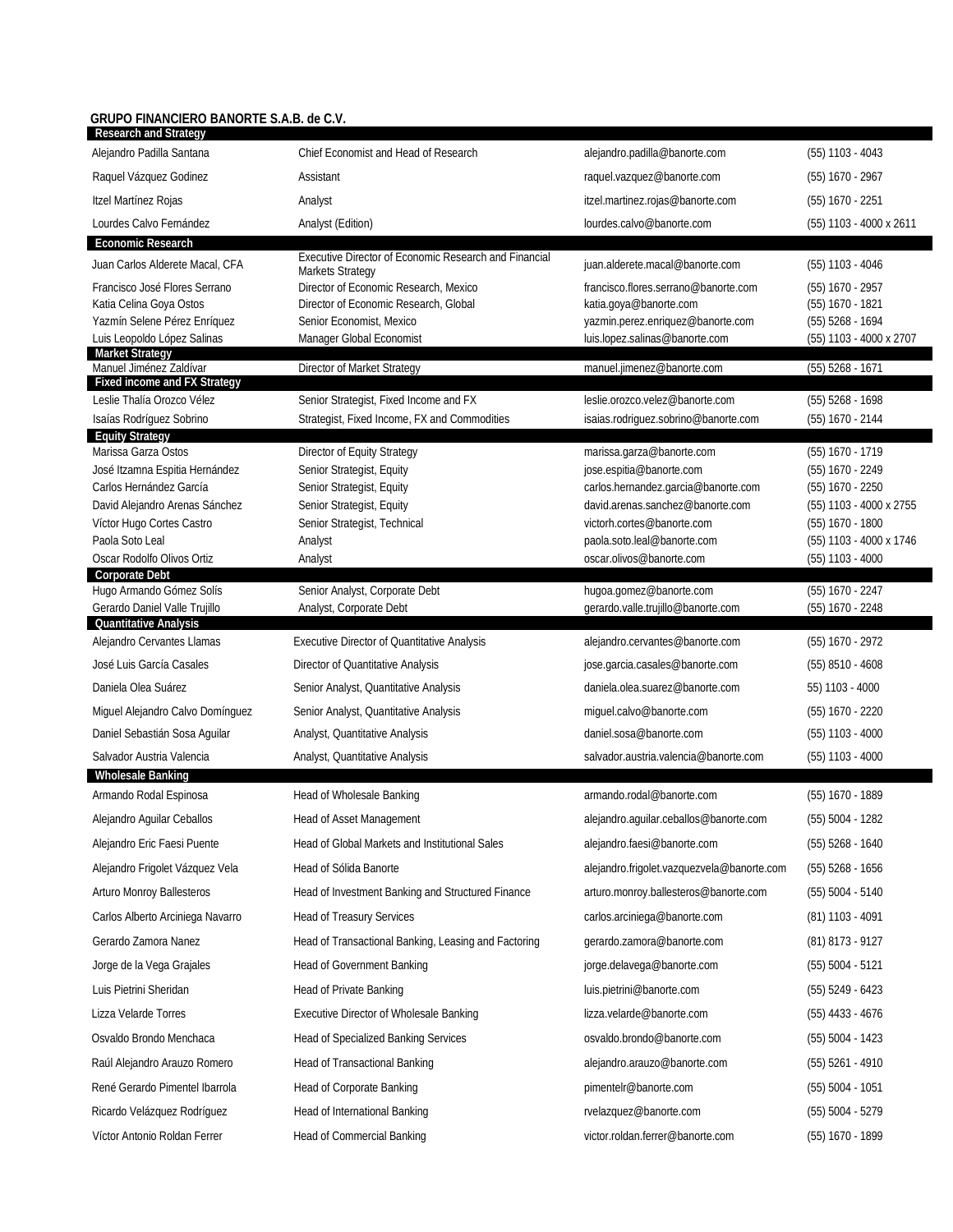**GRUPO FINANCIERO BANORTE S.A.B. de C.V.**

| | | | |
|---|---|---|---|
| **Research and Strategy** | | | |
| Alejandro Padilla Santana | Chief Economist and Head of Research | alejandro.padilla@banorte.com | (55) 1103 - 4043 |
| Raquel Vázquez Godinez | Assistant | raquel.vazquez@banorte.com | (55) 1670 - 2967 |
| Itzel Martínez Rojas | Analyst | itzel.martinez.rojas@banorte.com | (55) 1670 - 2251 |
| Lourdes Calvo Fernández | Analyst (Edition) | lourdes.calvo@banorte.com | (55) 1103 - 4000 x 2611 |
| **Economic Research** | | | |
| Juan Carlos Alderete Macal, CFA | Executive Director of Economic Research and Financial Markets Strategy | juan.alderete.macal@banorte.com | (55) 1103 - 4046 |
| Francisco José Flores Serrano | Director of Economic Research, Mexico | francisco.flores.serrano@banorte.com | (55) 1670 - 2957 |
| Katia Celina Goya Ostos | Director of Economic Research, Global | katia.goya@banorte.com | (55) 1670 - 1821 |
| Yazmín Selene Pérez Enríquez | Senior Economist, Mexico | yazmin.perez.enriquez@banorte.com | (55) 5268 - 1694 |
| Luis Leopoldo López Salinas | Manager Global Economist | luis.lopez.salinas@banorte.com | (55) 1103 - 4000 x 2707 |
| **Market Strategy** | | | |
| Manuel Jiménez Zaldívar | Director of Market Strategy | manuel.jimenez@banorte.com | (55) 5268 - 1671 |
| **Fixed income and FX Strategy** | | | |
| Leslie Thalía Orozco Vélez | Senior Strategist, Fixed Income and FX | leslie.orozco.velez@banorte.com | (55) 5268 - 1698 |
| Isaías Rodríguez Sobrino | Strategist, Fixed Income, FX and Commodities | isaias.rodriguez.sobrino@banorte.com | (55) 1670 - 2144 |
| **Equity Strategy** | | | |
| Marissa Garza Ostos | Director of Equity Strategy | marissa.garza@banorte.com | (55) 1670 - 1719 |
| José Itzamna Espitia Hernández | Senior Strategist, Equity | jose.espitia@banorte.com | (55) 1670 - 2249 |
| Carlos Hernández García | Senior Strategist, Equity | carlos.hernandez.garcia@banorte.com | (55) 1670 - 2250 |
| David Alejandro Arenas Sánchez | Senior Strategist, Equity | david.arenas.sanchez@banorte.com | (55) 1103 - 4000 x 2755 |
| Víctor Hugo Cortes Castro | Senior Strategist, Technical | victorh.cortes@banorte.com | (55) 1670 - 1800 |
| Paola Soto Leal | Analyst | paola.soto.leal@banorte.com | (55) 1103 - 4000 x 1746 |
| Oscar Rodolfo Olivos Ortiz | Analyst | oscar.olivos@banorte.com | (55) 1103 - 4000 |
| **Corporate Debt** | | | |
| Hugo Armando Gómez Solís | Senior Analyst, Corporate Debt | hugoa.gomez@banorte.com | (55) 1670 - 2247 |
| Gerardo Daniel Valle Trujillo | Analyst, Corporate Debt | gerardo.valle.trujillo@banorte.com | (55) 1670 - 2248 |
| **Quantitative Analysis** | | | |
| Alejandro Cervantes Llamas | Executive Director of Quantitative Analysis | alejandro.cervantes@banorte.com | (55) 1670 - 2972 |
| José Luis García Casales | Director of Quantitative Analysis | jose.garcia.casales@banorte.com | (55) 8510 - 4608 |
| Daniela Olea Suárez | Senior Analyst, Quantitative Analysis | daniela.olea.suarez@banorte.com | 55) 1103 - 4000 |
| Miguel Alejandro Calvo Domínguez | Senior Analyst, Quantitative Analysis | miguel.calvo@banorte.com | (55) 1670 - 2220 |
| Daniel Sebastián Sosa Aguilar | Analyst, Quantitative Analysis | daniel.sosa@banorte.com | (55) 1103 - 4000 |
| Salvador Austria Valencia | Analyst, Quantitative Analysis | salvador.austria.valencia@banorte.com | (55) 1103 - 4000 |
| **Wholesale Banking** | | | |
| Armando Rodal Espinosa | Head of Wholesale Banking | armando.rodal@banorte.com | (55) 1670 - 1889 |
| Alejandro Aguilar Ceballos | Head of Asset Management | alejandro.aguilar.ceballos@banorte.com | (55) 5004 - 1282 |
| Alejandro Eric Faesi Puente | Head of Global Markets and Institutional Sales | alejandro.faesi@banorte.com | (55) 5268 - 1640 |
| Alejandro Frigolet Vázquez Vela | Head of Sólida Banorte | alejandro.frigolet.vazquezvela@banorte.com | (55) 5268 - 1656 |
| Arturo Monroy Ballesteros | Head of Investment Banking and Structured Finance | arturo.monroy.ballesteros@banorte.com | (55) 5004 - 5140 |
| Carlos Alberto Arciniega Navarro | Head of Treasury Services | carlos.arciniega@banorte.com | (81) 1103 - 4091 |
| Gerardo Zamora Nanez | Head of Transactional Banking, Leasing and Factoring | gerardo.zamora@banorte.com | (81) 8173 - 9127 |
| Jorge de la Vega Grajales | Head of Government Banking | jorge.delavega@banorte.com | (55) 5004 - 5121 |
| Luis Pietrini Sheridan | Head of Private Banking | luis.pietrini@banorte.com | (55) 5249 - 6423 |
| Lizza Velarde Torres | Executive Director of Wholesale Banking | lizza.velarde@banorte.com | (55) 4433 - 4676 |
| Osvaldo Brondo Menchaca | Head of Specialized Banking Services | osvaldo.brondo@banorte.com | (55) 5004 - 1423 |
| Raúl Alejandro Arauzo Romero | Head of Transactional Banking | alejandro.arauzo@banorte.com | (55) 5261 - 4910 |
| René Gerardo Pimentel Ibarrola | Head of Corporate Banking | pimentelr@banorte.com | (55) 5004 - 1051 |
| Ricardo Velázquez Rodríguez | Head of International Banking | rvelazquez@banorte.com | (55) 5004 - 5279 |
| Víctor Antonio Roldan Ferrer | Head of Commercial Banking | victor.roldan.ferrer@banorte.com | (55) 1670 - 1899 |